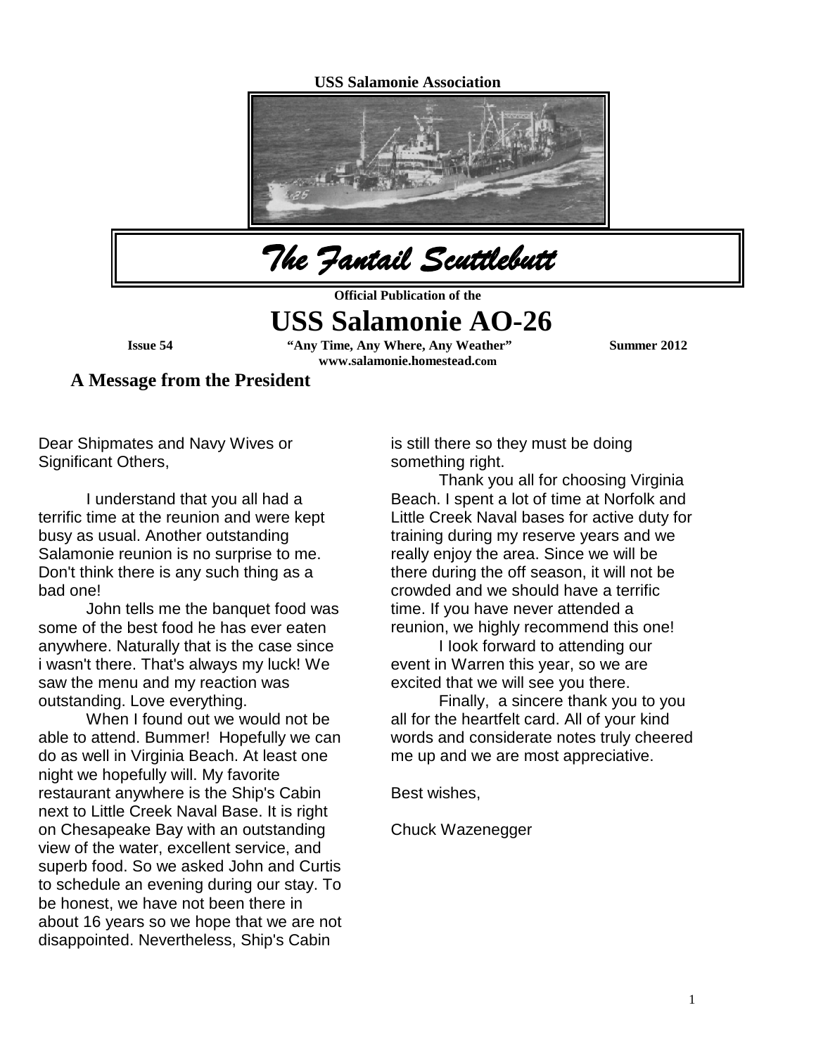USS Salamonie Association

# The Fantail Scuttlebutt

**Official Publication of the**

# USS Salamonie AO-26

**Issue 54** | **"Any Time, Any Where, Any Weather"** | **Summer 2012**

**www.salamonie.homestead.com**

## A Message from the President

Dear Shipmates and Navy Wives or Significant Others,

I understand that you all had a terrific time at the reunion and were kept busy as usual. Another outstanding Salamonie reunion is no surprise to me. Don't think there is any such thing as a bad one!

John tells me the banquet food was some of the best food he has ever eaten anywhere. Naturally that is the case since i wasn't there. That's always my luck! We saw the menu and my reaction was outstanding. Love everything.

When I found out we would not be able to attend. Bummer! Hopefully we can do as well in Virginia Beach. At least one night we hopefully will. My favorite restaurant anywhere is the Ship's Cabin next to Little Creek Naval Base. It is right on Chesapeake Bay with an outstanding view of the water, excellent service, and superb food. So we asked John and Curtis to schedule an evening during our stay. To be honest, we have not been there in about 16 years so we hope that we are not disappointed. Nevertheless, Ship's Cabin is still there so they must be doing something right.

Thank you all for choosing Virginia Beach. I spent a lot of time at Norfolk and Little Creek Naval bases for active duty for training during my reserve years and we really enjoy the area. Since we will be there during the off season, it will not be crowded and we should have a terrific time. If you have never attended a reunion, we highly recommend this one!

I look forward to attending our event in Warren this year, so we are excited that we will see you there.

Finally, a sincere thank you to you all for the heartfelt card. All of your kind words and considerate notes truly cheered me up and we are most appreciative.

Best wishes,

Chuck Wazenegger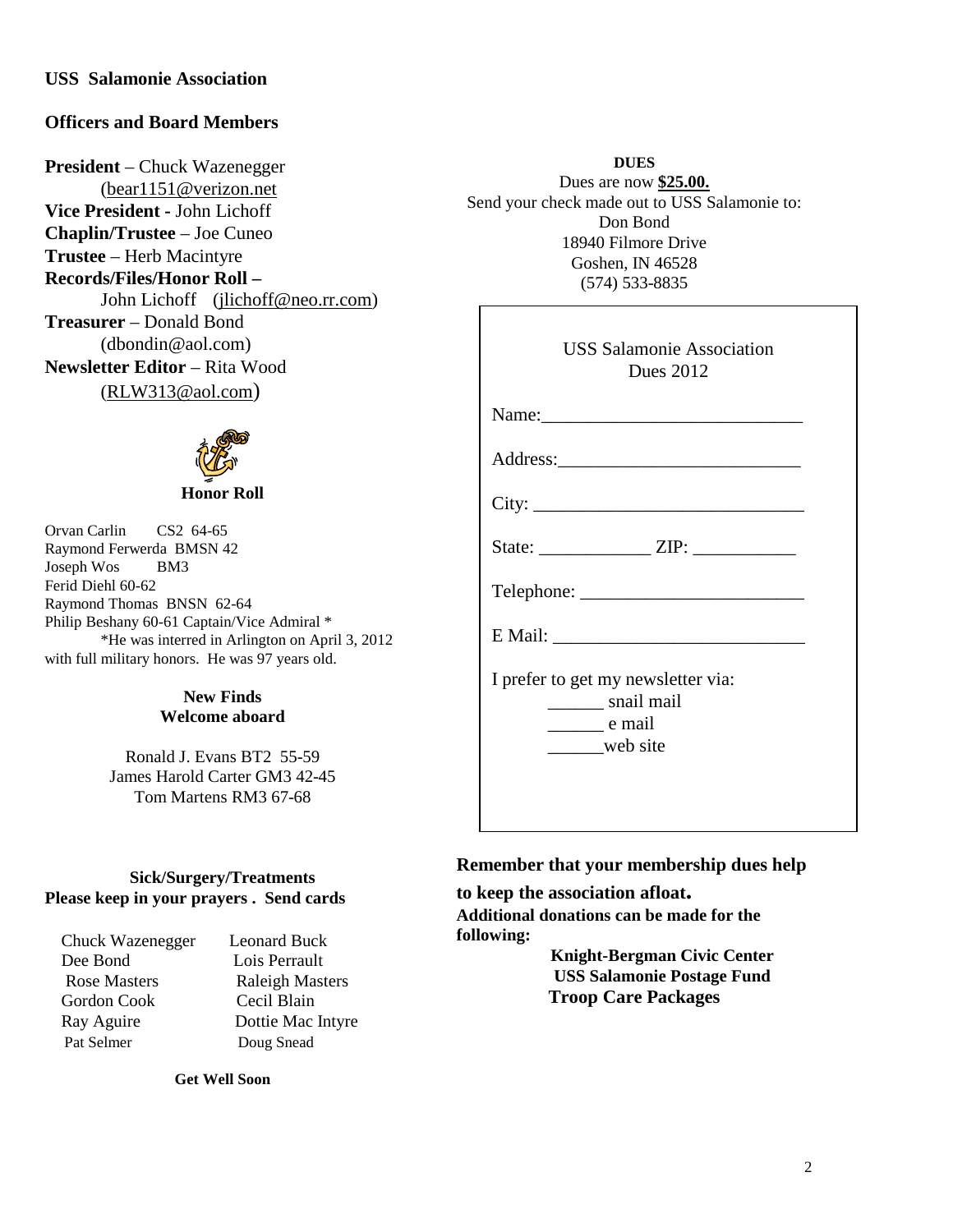**USS Salamonie Association**

**Officers and Board Members**

**President** – Chuck Wazenegger (bear1151@verizon.net
**Vice President** - John Lichoff
**Chaplin/Trustee** – Joe Cuneo
**Trustee** – Herb Macintyre
**Records/Files/Honor Roll –** John Lichoff (jlichoff@neo.rr.com)
**Treasurer** – Donald Bond (dbondin@aol.com)
**Newsletter Editor** – Rita Wood (RLW313@aol.com)

**Honor Roll**

Orvan Carlin CS2 64-65
Raymond Ferwerda BMSN 42
Joseph Wos BM3
Ferid Diehl 60-62
Raymond Thomas BNSN 62-64
Philip Beshany 60-61 Captain/Vice Admiral *
*He was interred in Arlington on April 3, 2012 with full military honors. He was 97 years old.

**New Finds**
**Welcome aboard**

Ronald J. Evans BT2 55-59
James Harold Carter GM3 42-45
Tom Martens RM3 67-68

**Sick/Surgery/Treatments**
**Please keep in your prayers . Send cards**

| | |
|---|---|
| Chuck Wazenegger | Leonard Buck |
| Dee Bond | Lois Perrault |
| Rose Masters | Raleigh Masters |
| Gordon Cook | Cecil Blain |
| Ray Aguire | Dottie Mac Intyre |
| Pat Selmer | Doug Snead |

**Get Well Soon**

**DUES**

Dues are now **$25.00.**
Send your check made out to USS Salamonie to:
Don Bond
18940 Filmore Drive
Goshen, IN 46528
(574) 533-8835

USS Salamonie Association
Dues 2012

Name:____________________________

Address:__________________________

City: _____________________________

State: ____________ ZIP: ___________

Telephone: ________________________

E Mail: ___________________________

I prefer to get my newsletter via:
______ snail mail
______ e mail
______web site

**Remember that your membership dues help to keep the association afloat.**

**Additional donations can be made for the following:**

**Knight-Bergman Civic Center**
**USS Salamonie Postage Fund**
**Troop Care Packages**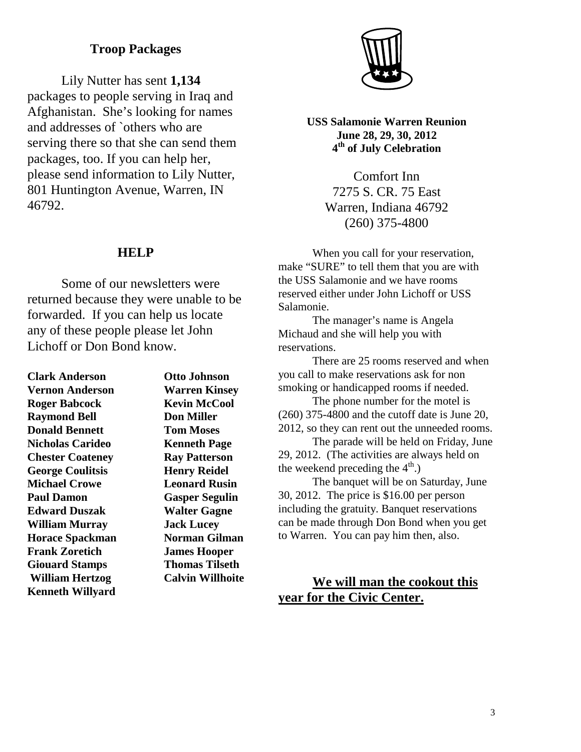## Troop Packages

Lily Nutter has sent **1,134** packages to people serving in Iraq and Afghanistan. She's looking for names and addresses of `others who are serving there so that she can send them packages, too. If you can help her, please send information to Lily Nutter, 801 Huntington Avenue, Warren, IN 46792.

## HELP

Some of our newsletters were returned because they were unable to be forwarded. If you can help us locate any of these people please let John Lichoff or Don Bond know.

**Clark Anderson**
**Vernon Anderson**
**Roger Babcock**
**Raymond Bell**
**Donald Bennett**
**Nicholas Carideo**
**Chester Coateney**
**George Coulitsis**
**Michael Crowe**
**Paul Damon**
**Edward Duszak**
**William Murray**
**Horace Spackman**
**Frank Zoretich**
**Giouard Stamps**
**William Hertzog**
**Kenneth Willyard**
**Otto Johnson**
**Warren Kinsey**
**Kevin McCool**
**Don Miller**
**Tom Moses**
**Kenneth Page**
**Ray Patterson**
**Henry Reidel**
**Leonard Rusin**
**Gasper Segulin**
**Walter Gagne**
**Jack Lucey**
**Norman Gilman**
**James Hooper**
**Thomas Tilseth**
**Calvin Willhoite**

**USS Salamonie Warren Reunion**
**June 28, 29, 30, 2012**
**4th of July Celebration**

Comfort Inn
7275 S. CR. 75 East
Warren, Indiana 46792
(260) 375-4800

When you call for your reservation, make "SURE" to tell them that you are with the USS Salamonie and we have rooms reserved either under John Lichoff or USS Salamonie.

The manager's name is Angela Michaud and she will help you with reservations.

There are 25 rooms reserved and when you call to make reservations ask for non smoking or handicapped rooms if needed.

The phone number for the motel is (260) 375-4800 and the cutoff date is June 20, 2012, so they can rent out the unneeded rooms.

The parade will be held on Friday, June 29, 2012. (The activities are always held on the weekend preceding the 4th.)

The banquet will be on Saturday, June 30, 2012. The price is $16.00 per person including the gratuity. Banquet reservations can be made through Don Bond when you get to Warren. You can pay him then, also.

**We will man the cookout this year for the Civic Center.**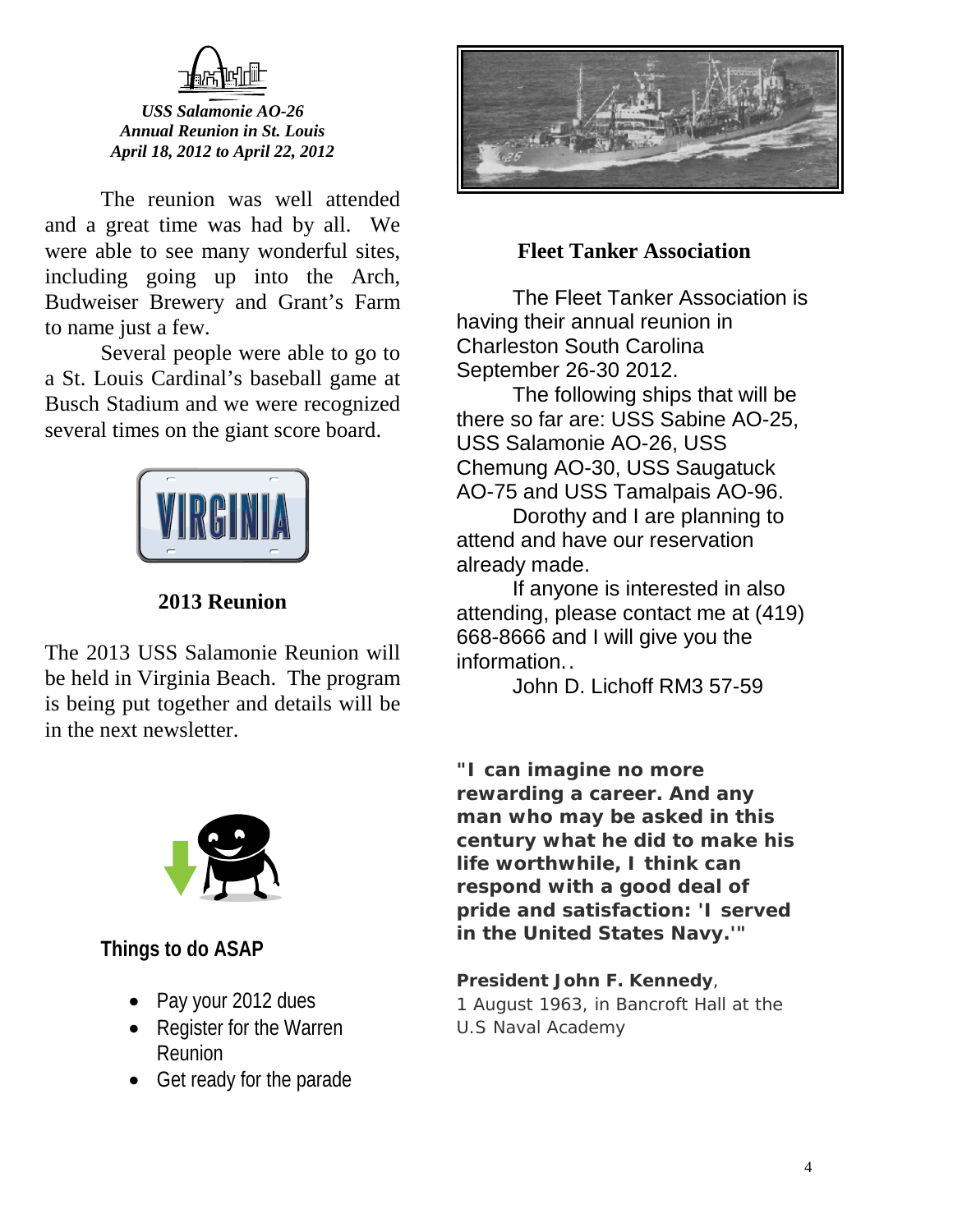*USS Salamonie AO-26*
*Annual Reunion in St. Louis*
*April 18, 2012 to April 22, 2012*

The reunion was well attended and a great time was had by all. We were able to see many wonderful sites, including going up into the Arch, Budweiser Brewery and Grant's Farm to name just a few.

Several people were able to go to a St. Louis Cardinal's baseball game at Busch Stadium and we were recognized several times on the giant score board.

VIRGINIA

**2013 Reunion**

The 2013 USS Salamonie Reunion will be held in Virginia Beach. The program is being put together and details will be in the next newsletter.

**Things to do ASAP**

- Pay your 2012 dues
- Register for the Warren Reunion
- Get ready for the parade

**Fleet Tanker Association**

The Fleet Tanker Association is having their annual reunion in Charleston South Carolina September 26-30 2012.

The following ships that will be there so far are: USS Sabine AO-25, USS Salamonie AO-26, USS Chemung AO-30, USS Saugatuck AO-75 and USS Tamalpais AO-96.

Dorothy and I are planning to attend and have our reservation already made.

If anyone is interested in also attending, please contact me at (419) 668-8666 and I will give you the information..

John D. Lichoff RM3 57-59

**"I can imagine no more rewarding a career. And any man who may be asked in this century what he did to make his life worthwhile, I think can respond with a good deal of pride and satisfaction: 'I served in the United States Navy.'"**

**President John F. Kennedy**,
1 August 1963, in Bancroft Hall at the U.S Naval Academy